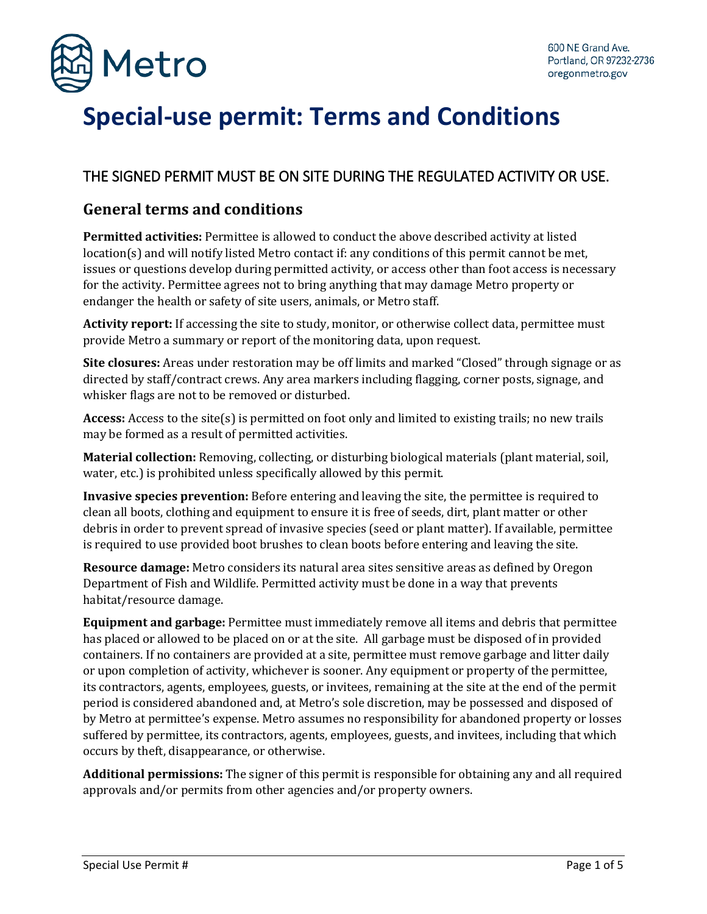600 NE Grand Ave.
Portland, OR 97232-2736
oregonmetro.gov

# Special-use permit: Terms and Conditions

## THE SIGNED PERMIT MUST BE ON SITE DURING THE REGULATED ACTIVITY OR USE.

## General terms and conditions

**Permitted activities:** Permittee is allowed to conduct the above described activity at listed location(s) and will notify listed Metro contact if: any conditions of this permit cannot be met, issues or questions develop during permitted activity, or access other than foot access is necessary for the activity. Permittee agrees not to bring anything that may damage Metro property or endanger the health or safety of site users, animals, or Metro staff.

**Activity report:** If accessing the site to study, monitor, or otherwise collect data, permittee must provide Metro a summary or report of the monitoring data, upon request.

**Site closures:** Areas under restoration may be off limits and marked "Closed" through signage or as directed by staff/contract crews. Any area markers including flagging, corner posts, signage, and whisker flags are not to be removed or disturbed.

**Access:** Access to the site(s) is permitted on foot only and limited to existing trails; no new trails may be formed as a result of permitted activities.

**Material collection:** Removing, collecting, or disturbing biological materials (plant material, soil, water, etc.) is prohibited unless specifically allowed by this permit.

**Invasive species prevention:** Before entering and leaving the site, the permittee is required to clean all boots, clothing and equipment to ensure it is free of seeds, dirt, plant matter or other debris in order to prevent spread of invasive species (seed or plant matter). If available, permittee is required to use provided boot brushes to clean boots before entering and leaving the site.

**Resource damage:** Metro considers its natural area sites sensitive areas as defined by Oregon Department of Fish and Wildlife. Permitted activity must be done in a way that prevents habitat/resource damage.

**Equipment and garbage:** Permittee must immediately remove all items and debris that permittee has placed or allowed to be placed on or at the site. All garbage must be disposed of in provided containers. If no containers are provided at a site, permittee must remove garbage and litter daily or upon completion of activity, whichever is sooner. Any equipment or property of the permittee, its contractors, agents, employees, guests, or invitees, remaining at the site at the end of the permit period is considered abandoned and, at Metro's sole discretion, may be possessed and disposed of by Metro at permittee's expense. Metro assumes no responsibility for abandoned property or losses suffered by permittee, its contractors, agents, employees, guests, and invitees, including that which occurs by theft, disappearance, or otherwise.

**Additional permissions:** The signer of this permit is responsible for obtaining any and all required approvals and/or permits from other agencies and/or property owners.

Special Use Permit #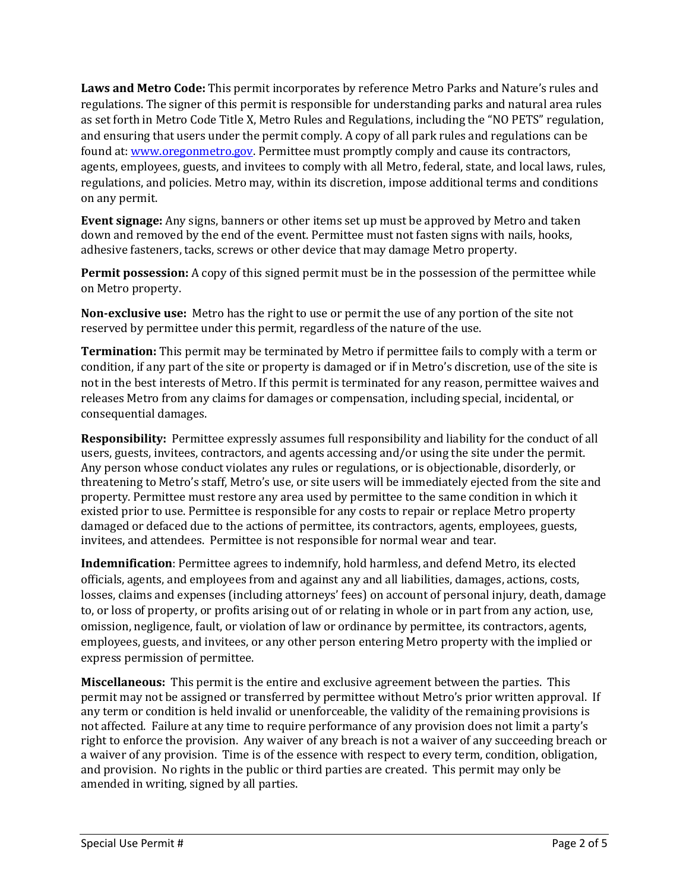**Laws and Metro Code:** This permit incorporates by reference Metro Parks and Nature's rules and regulations. The signer of this permit is responsible for understanding parks and natural area rules as set forth in Metro Code Title X, Metro Rules and Regulations, including the "NO PETS" regulation, and ensuring that users under the permit comply. A copy of all park rules and regulations can be found at: [www.oregonmetro.gov](http://www.oregonmetro.gov). Permittee must promptly comply and cause its contractors, agents, employees, guests, and invitees to comply with all Metro, federal, state, and local laws, rules, regulations, and policies. Metro may, within its discretion, impose additional terms and conditions on any permit.

**Event signage:** Any signs, banners or other items set up must be approved by Metro and taken down and removed by the end of the event. Permittee must not fasten signs with nails, hooks, adhesive fasteners, tacks, screws or other device that may damage Metro property.

**Permit possession:** A copy of this signed permit must be in the possession of the permittee while on Metro property.

**Non-exclusive use:** Metro has the right to use or permit the use of any portion of the site not reserved by permittee under this permit, regardless of the nature of the use.

**Termination:** This permit may be terminated by Metro if permittee fails to comply with a term or condition, if any part of the site or property is damaged or if in Metro's discretion, use of the site is not in the best interests of Metro. If this permit is terminated for any reason, permittee waives and releases Metro from any claims for damages or compensation, including special, incidental, or consequential damages.

**Responsibility:** Permittee expressly assumes full responsibility and liability for the conduct of all users, guests, invitees, contractors, and agents accessing and/or using the site under the permit. Any person whose conduct violates any rules or regulations, or is objectionable, disorderly, or threatening to Metro's staff, Metro's use, or site users will be immediately ejected from the site and property. Permittee must restore any area used by permittee to the same condition in which it existed prior to use. Permittee is responsible for any costs to repair or replace Metro property damaged or defaced due to the actions of permittee, its contractors, agents, employees, guests, invitees, and attendees. Permittee is not responsible for normal wear and tear.

**Indemnification**: Permittee agrees to indemnify, hold harmless, and defend Metro, its elected officials, agents, and employees from and against any and all liabilities, damages, actions, costs, losses, claims and expenses (including attorneys' fees) on account of personal injury, death, damage to, or loss of property, or profits arising out of or relating in whole or in part from any action, use, omission, negligence, fault, or violation of law or ordinance by permittee, its contractors, agents, employees, guests, and invitees, or any other person entering Metro property with the implied or express permission of permittee.

**Miscellaneous:** This permit is the entire and exclusive agreement between the parties. This permit may not be assigned or transferred by permittee without Metro's prior written approval. If any term or condition is held invalid or unenforceable, the validity of the remaining provisions is not affected. Failure at any time to require performance of any provision does not limit a party's right to enforce the provision. Any waiver of any breach is not a waiver of any succeeding breach or a waiver of any provision. Time is of the essence with respect to every term, condition, obligation, and provision. No rights in the public or third parties are created. This permit may only be amended in writing, signed by all parties.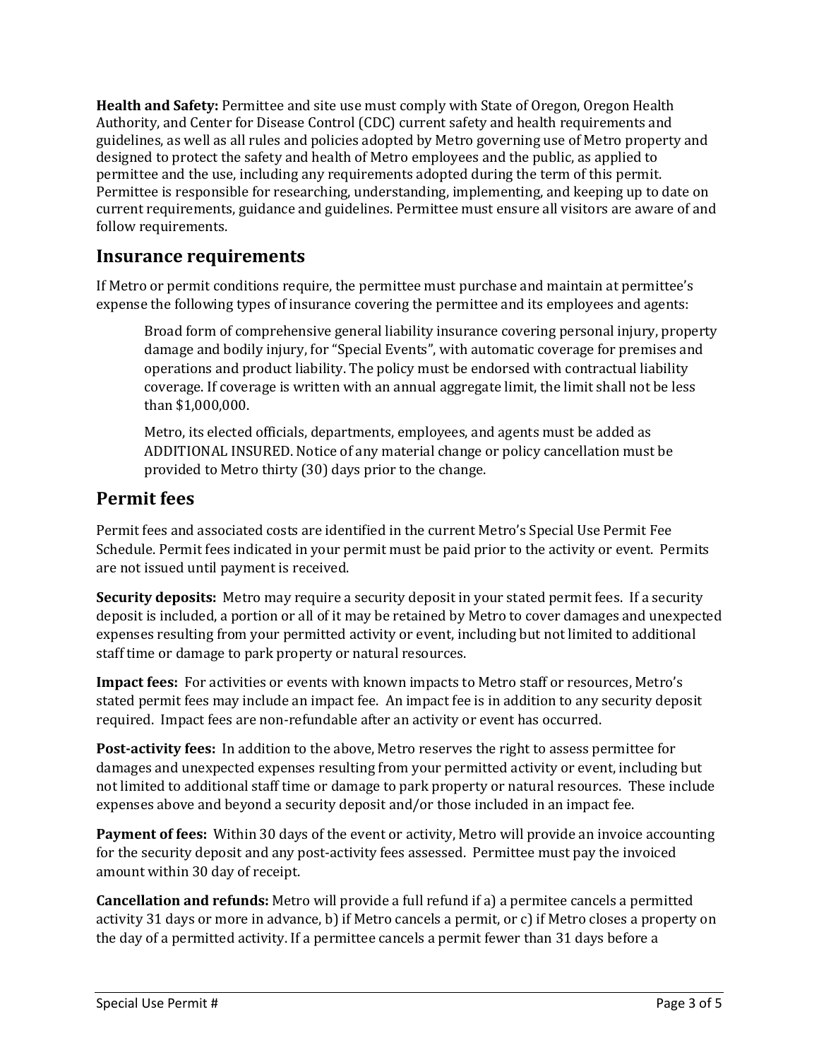**Health and Safety:** Permittee and site use must comply with State of Oregon, Oregon Health Authority, and Center for Disease Control (CDC) current safety and health requirements and guidelines, as well as all rules and policies adopted by Metro governing use of Metro property and designed to protect the safety and health of Metro employees and the public, as applied to permittee and the use, including any requirements adopted during the term of this permit. Permittee is responsible for researching, understanding, implementing, and keeping up to date on current requirements, guidance and guidelines. Permittee must ensure all visitors are aware of and follow requirements.

## Insurance requirements

If Metro or permit conditions require, the permittee must purchase and maintain at permittee's expense the following types of insurance covering the permittee and its employees and agents:

> Broad form of comprehensive general liability insurance covering personal injury, property damage and bodily injury, for "Special Events", with automatic coverage for premises and operations and product liability. The policy must be endorsed with contractual liability coverage. If coverage is written with an annual aggregate limit, the limit shall not be less than $1,000,000.
>
> Metro, its elected officials, departments, employees, and agents must be added as ADDITIONAL INSURED. Notice of any material change or policy cancellation must be provided to Metro thirty (30) days prior to the change.

## Permit fees

Permit fees and associated costs are identified in the current Metro's Special Use Permit Fee Schedule. Permit fees indicated in your permit must be paid prior to the activity or event. Permits are not issued until payment is received.

**Security deposits:** Metro may require a security deposit in your stated permit fees. If a security deposit is included, a portion or all of it may be retained by Metro to cover damages and unexpected expenses resulting from your permitted activity or event, including but not limited to additional staff time or damage to park property or natural resources.

**Impact fees:** For activities or events with known impacts to Metro staff or resources, Metro's stated permit fees may include an impact fee. An impact fee is in addition to any security deposit required. Impact fees are non-refundable after an activity or event has occurred.

**Post-activity fees:** In addition to the above, Metro reserves the right to assess permittee for damages and unexpected expenses resulting from your permitted activity or event, including but not limited to additional staff time or damage to park property or natural resources. These include expenses above and beyond a security deposit and/or those included in an impact fee.

**Payment of fees:** Within 30 days of the event or activity, Metro will provide an invoice accounting for the security deposit and any post-activity fees assessed. Permittee must pay the invoiced amount within 30 day of receipt.

**Cancellation and refunds:** Metro will provide a full refund if a) a permitee cancels a permitted activity 31 days or more in advance, b) if Metro cancels a permit, or c) if Metro closes a property on the day of a permitted activity. If a permittee cancels a permit fewer than 31 days before a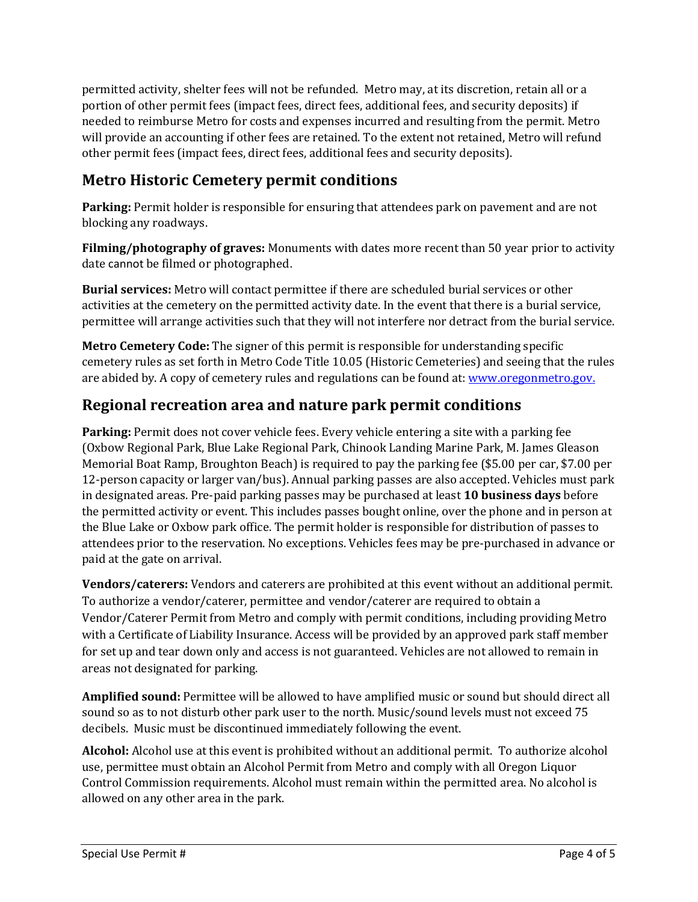permitted activity, shelter fees will not be refunded. Metro may, at its discretion, retain all or a portion of other permit fees (impact fees, direct fees, additional fees, and security deposits) if needed to reimburse Metro for costs and expenses incurred and resulting from the permit. Metro will provide an accounting if other fees are retained. To the extent not retained, Metro will refund other permit fees (impact fees, direct fees, additional fees and security deposits).

## Metro Historic Cemetery permit conditions

**Parking:** Permit holder is responsible for ensuring that attendees park on pavement and are not blocking any roadways.

**Filming/photography of graves:** Monuments with dates more recent than 50 year prior to activity date cannot be filmed or photographed.

**Burial services:** Metro will contact permittee if there are scheduled burial services or other activities at the cemetery on the permitted activity date. In the event that there is a burial service, permittee will arrange activities such that they will not interfere nor detract from the burial service.

**Metro Cemetery Code:** The signer of this permit is responsible for understanding specific cemetery rules as set forth in Metro Code Title 10.05 (Historic Cemeteries) and seeing that the rules are abided by. A copy of cemetery rules and regulations can be found at: [www.oregonmetro.gov.](www.oregonmetro.gov)

## Regional recreation area and nature park permit conditions

**Parking:** Permit does not cover vehicle fees. Every vehicle entering a site with a parking fee (Oxbow Regional Park, Blue Lake Regional Park, Chinook Landing Marine Park, M. James Gleason Memorial Boat Ramp, Broughton Beach) is required to pay the parking fee ($5.00 per car, $7.00 per 12-person capacity or larger van/bus). Annual parking passes are also accepted. Vehicles must park in designated areas. Pre-paid parking passes may be purchased at least **10 business days** before the permitted activity or event. This includes passes bought online, over the phone and in person at the Blue Lake or Oxbow park office. The permit holder is responsible for distribution of passes to attendees prior to the reservation. No exceptions. Vehicles fees may be pre-purchased in advance or paid at the gate on arrival.

**Vendors/caterers:** Vendors and caterers are prohibited at this event without an additional permit. To authorize a vendor/caterer, permittee and vendor/caterer are required to obtain a Vendor/Caterer Permit from Metro and comply with permit conditions, including providing Metro with a Certificate of Liability Insurance. Access will be provided by an approved park staff member for set up and tear down only and access is not guaranteed. Vehicles are not allowed to remain in areas not designated for parking.

**Amplified sound:** Permittee will be allowed to have amplified music or sound but should direct all sound so as to not disturb other park user to the north. Music/sound levels must not exceed 75 decibels. Music must be discontinued immediately following the event.

**Alcohol:** Alcohol use at this event is prohibited without an additional permit. To authorize alcohol use, permittee must obtain an Alcohol Permit from Metro and comply with all Oregon Liquor Control Commission requirements. Alcohol must remain within the permitted area. No alcohol is allowed on any other area in the park.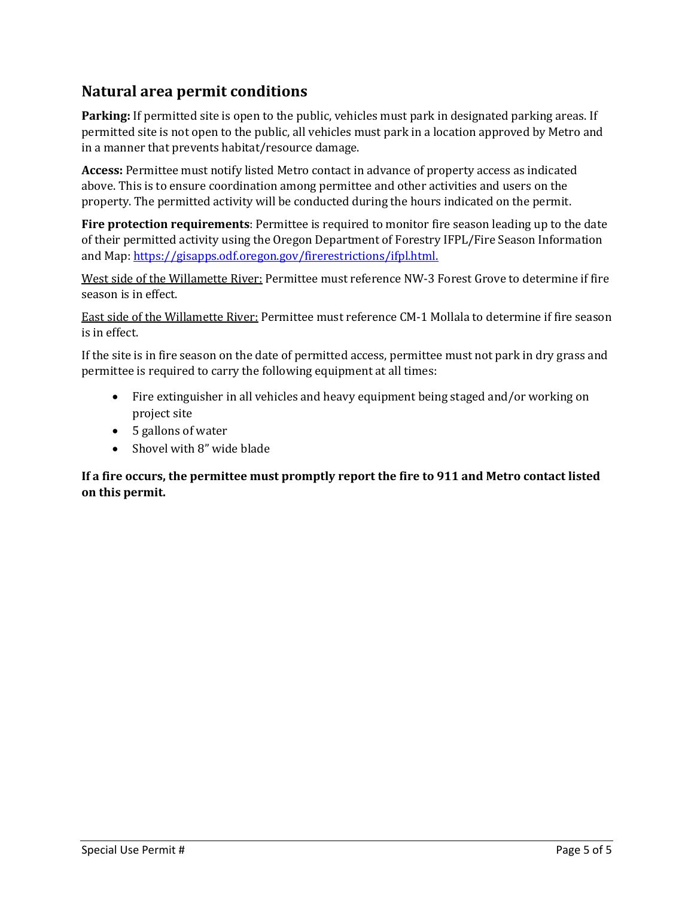## Natural area permit conditions

**Parking:** If permitted site is open to the public, vehicles must park in designated parking areas. If permitted site is not open to the public, all vehicles must park in a location approved by Metro and in a manner that prevents habitat/resource damage.

**Access:** Permittee must notify listed Metro contact in advance of property access as indicated above. This is to ensure coordination among permittee and other activities and users on the property. The permitted activity will be conducted during the hours indicated on the permit.

**Fire protection requirements**: Permittee is required to monitor fire season leading up to the date of their permitted activity using the Oregon Department of Forestry IFPL/Fire Season Information and Map: [https://gisapps.odf.oregon.gov/firerestrictions/ifpl.html.](https://gisapps.odf.oregon.gov/firerestrictions/ifpl.html)

<u>West side of the Willamette River:</u> Permittee must reference NW-3 Forest Grove to determine if fire season is in effect.

<u>East side of the Willamette River:</u> Permittee must reference CM-1 Mollala to determine if fire season is in effect.

If the site is in fire season on the date of permitted access, permittee must not park in dry grass and permittee is required to carry the following equipment at all times:

- Fire extinguisher in all vehicles and heavy equipment being staged and/or working on project site
- 5 gallons of water
- Shovel with 8" wide blade

**If a fire occurs, the permittee must promptly report the fire to 911 and Metro contact listed on this permit.**

Special Use Permit #